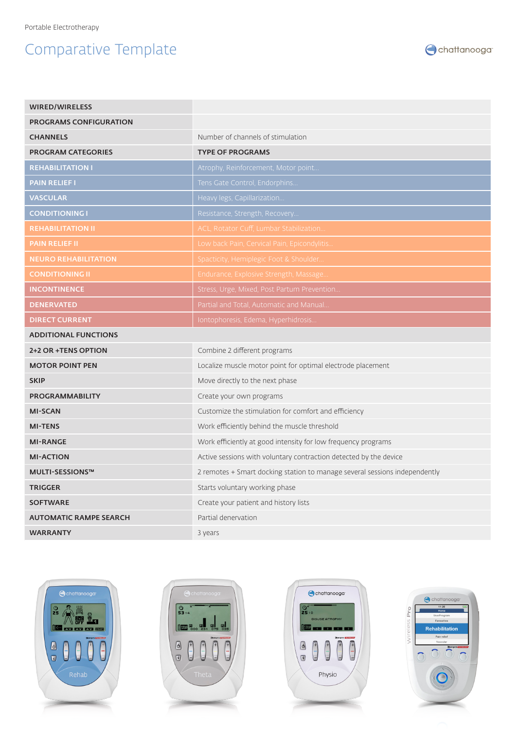Portable Electrotherapy

# Comparative Template

| WIRED/WIRELESS | |
|---|---|
| PROGRAMS CONFIGURATION | |
| CHANNELS | Number of channels of stimulation |
| PROGRAM CATEGORIES | TYPE OF PROGRAMS |
| REHABILITATION I | Atrophy, Reinforcement, Motor point... |
| PAIN RELIEF I | Tens Gate Control, Endorphins... |
| VASCULAR | Heavy legs, Capillarization... |
| CONDITIONING I | Resistance, Strength, Recovery... |
| REHABILITATION II | ACL, Rotator Cuff, Lumbar Stabilization... |
| PAIN RELIEF II | Low back Pain, Cervical Pain, Epicondylitis... |
| NEURO REHABILITATION | Spacticity, Hemiplegic Foot & Shoulder... |
| CONDITIONING II | Endurance, Explosive Strength, Massage... |
| INCONTINENCE | Stress, Urge, Mixed, Post Partum Prevention... |
| DENERVATED | Partial and Total, Automatic and Manual... |
| DIRECT CURRENT | Iontophoresis, Edema, Hyperhidrosis... |
| ADDITIONAL FUNCTIONS | |
| 2+2 OR +TENS OPTION | Combine 2 different programs |
| MOTOR POINT PEN | Localize muscle motor point for optimal electrode placement |
| SKIP | Move directly to the next phase |
| PROGRAMMABILITY | Create your own programs |
| MI-SCAN | Customize the stimulation for comfort and efficiency |
| MI-TENS | Work efficiently behind the muscle threshold |
| MI-RANGE | Work efficiently at good intensity for low frequency programs |
| MI-ACTION | Active sessions with voluntary contraction detected by the device |
| MULTI-SESSIONS™ | 2 remotes + Smart docking station to manage several sessions independently |
| TRIGGER | Starts voluntary working phase |
| SOFTWARE | Create your patient and history lists |
| AUTOMATIC RAMPE SEARCH | Partial denervation |
| WARRANTY | 3 years |

Rehab

Theta

Physio

Wireless Pro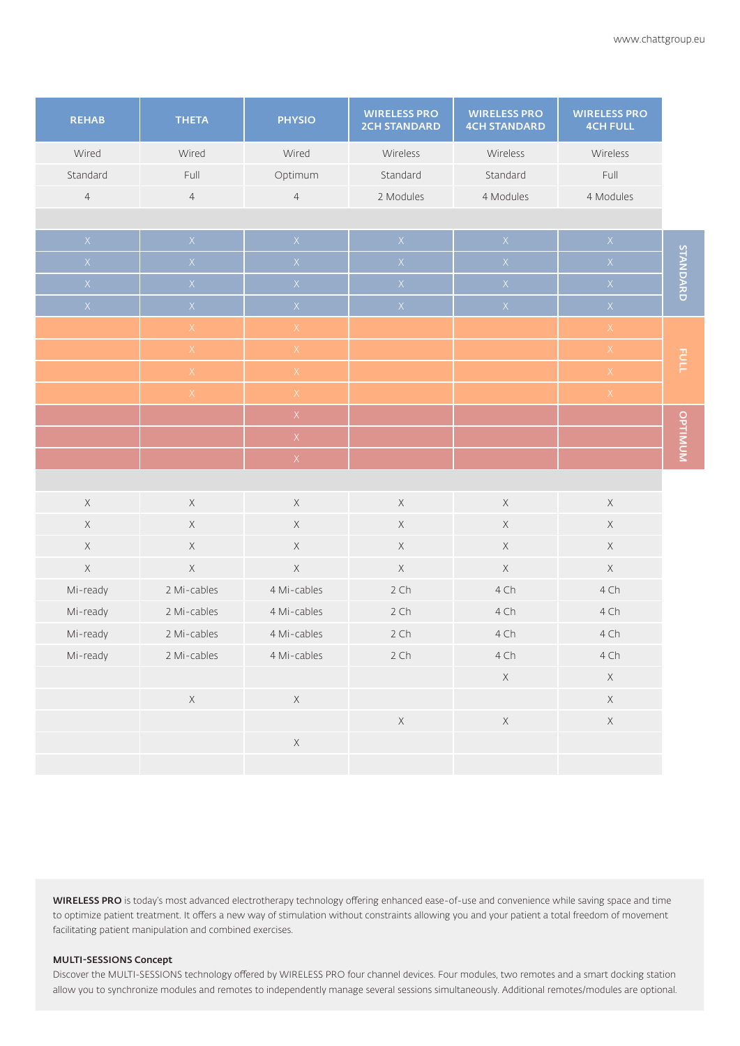| REHAB | THETA | PHYSIO | WIRELESS PRO 2CH STANDARD | WIRELESS PRO 4CH STANDARD | WIRELESS PRO 4CH FULL | |
|---|---|---|---|---|---|---|
| Wired | Wired | Wired | Wireless | Wireless | Wireless | |
| Standard | Full | Optimum | Standard | Standard | Full | |
| 4 | 4 | 4 | 2 Modules | 4 Modules | 4 Modules | |
| | | | | | | |
| X | X | X | X | X | X | STANDARD |
| X | X | X | X | X | X | |
| X | X | X | X | X | X | |
| X | X | X | X | X | X | |
| | X | X | | | X | FULL |
| | X | X | | | X | |
| | X | X | | | X | |
| | X | X | | | X | |
| | | X | | | | OPTIMUM |
| | | X | | | | |
| | | X | | | | |
| | | | | | | |
| X | X | X | X | X | X | |
| X | X | X | X | X | X | |
| X | X | X | X | X | X | |
| X | X | X | X | X | X | |
| Mi-ready | 2 Mi-cables | 4 Mi-cables | 2 Ch | 4 Ch | 4 Ch | |
| Mi-ready | 2 Mi-cables | 4 Mi-cables | 2 Ch | 4 Ch | 4 Ch | |
| Mi-ready | 2 Mi-cables | 4 Mi-cables | 2 Ch | 4 Ch | 4 Ch | |
| Mi-ready | 2 Mi-cables | 4 Mi-cables | 2 Ch | 4 Ch | 4 Ch | |
| | | | | X | X | |
| | X | X | | | X | |
| | | | X | X | X | |
| | | X | | | | |
| | | | | | | |

**WIRELESS PRO** is today's most advanced electrotherapy technology offering enhanced ease-of-use and convenience while saving space and time to optimize patient treatment. It offers a new way of stimulation without constraints allowing you and your patient a total freedom of movement facilitating patient manipulation and combined exercises.

**MULTI-SESSIONS Concept**

Discover the MULTI-SESSIONS technology offered by WIRELESS PRO four channel devices. Four modules, two remotes and a smart docking station allow you to synchronize modules and remotes to independently manage several sessions simultaneously. Additional remotes/modules are optional.